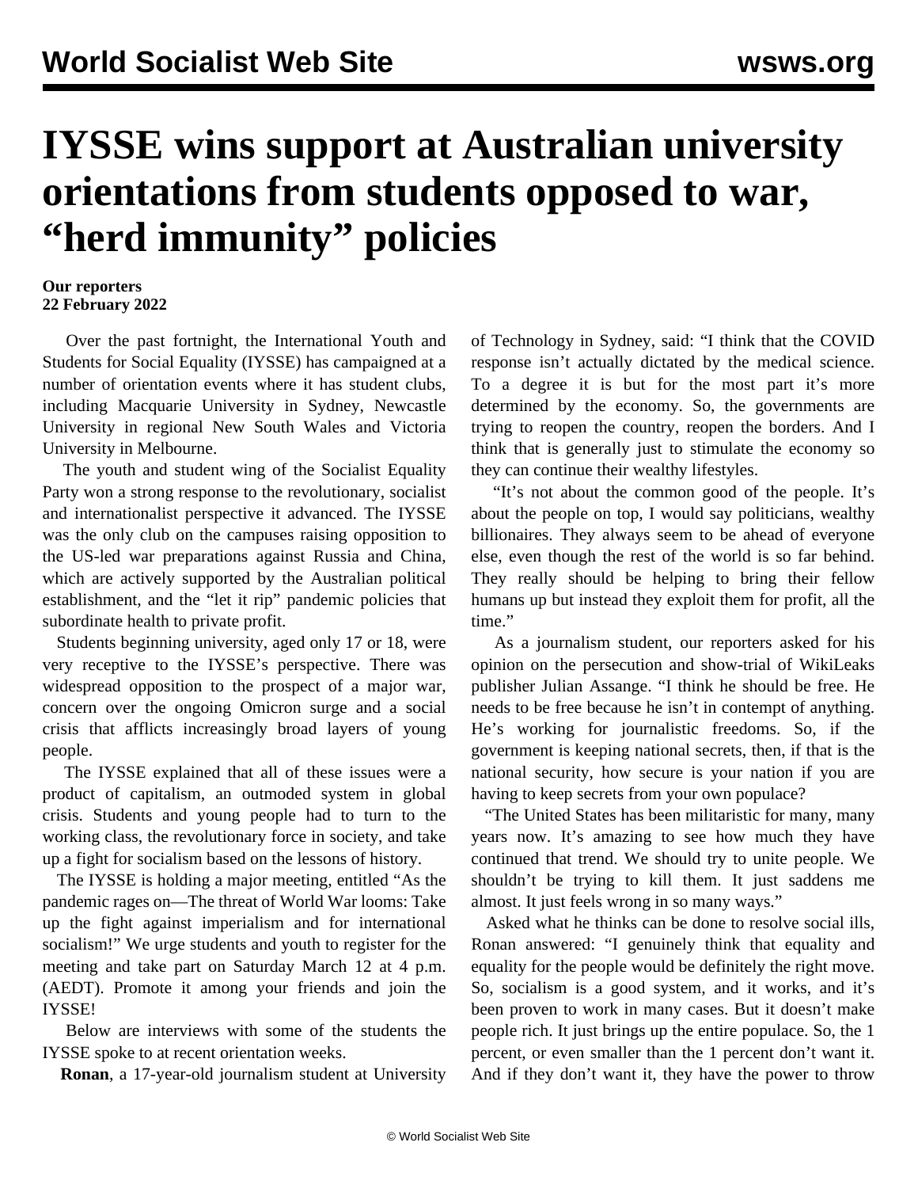# IYSSE wins support at Australian university orientations from students opposed to war, "herd immunity" policies

**Our reporters**
**22 February 2022**

Over the past fortnight, the International Youth and Students for Social Equality (IYSSE) has campaigned at a number of orientation events where it has student clubs, including Macquarie University in Sydney, Newcastle University in regional New South Wales and Victoria University in Melbourne.

The youth and student wing of the Socialist Equality Party won a strong response to the revolutionary, socialist and internationalist perspective it advanced. The IYSSE was the only club on the campuses raising opposition to the US-led war preparations against Russia and China, which are actively supported by the Australian political establishment, and the "let it rip" pandemic policies that subordinate health to private profit.

Students beginning university, aged only 17 or 18, were very receptive to the IYSSE's perspective. There was widespread opposition to the prospect of a major war, concern over the ongoing Omicron surge and a social crisis that afflicts increasingly broad layers of young people.

The IYSSE explained that all of these issues were a product of capitalism, an outmoded system in global crisis. Students and young people had to turn to the working class, the revolutionary force in society, and take up a fight for socialism based on the lessons of history.

The IYSSE is holding a major meeting, entitled "As the pandemic rages on—The threat of World War looms: Take up the fight against imperialism and for international socialism!" We urge students and youth to register for the meeting and take part on Saturday March 12 at 4 p.m. (AEDT). Promote it among your friends and join the IYSSE!

Below are interviews with some of the students the IYSSE spoke to at recent orientation weeks.

**Ronan**, a 17-year-old journalism student at University of Technology in Sydney, said: "I think that the COVID response isn't actually dictated by the medical science. To a degree it is but for the most part it's more determined by the economy. So, the governments are trying to reopen the country, reopen the borders. And I think that is generally just to stimulate the economy so they can continue their wealthy lifestyles.

"It's not about the common good of the people. It's about the people on top, I would say politicians, wealthy billionaires. They always seem to be ahead of everyone else, even though the rest of the world is so far behind. They really should be helping to bring their fellow humans up but instead they exploit them for profit, all the time."

As a journalism student, our reporters asked for his opinion on the persecution and show-trial of WikiLeaks publisher Julian Assange. "I think he should be free. He needs to be free because he isn't in contempt of anything. He's working for journalistic freedoms. So, if the government is keeping national secrets, then, if that is the national security, how secure is your nation if you are having to keep secrets from your own populace?

"The United States has been militaristic for many, many years now. It's amazing to see how much they have continued that trend. We should try to unite people. We shouldn't be trying to kill them. It just saddens me almost. It just feels wrong in so many ways."

Asked what he thinks can be done to resolve social ills, Ronan answered: "I genuinely think that equality and equality for the people would be definitely the right move. So, socialism is a good system, and it works, and it's been proven to work in many cases. But it doesn't make people rich. It just brings up the entire populace. So, the 1 percent, or even smaller than the 1 percent don't want it. And if they don't want it, they have the power to throw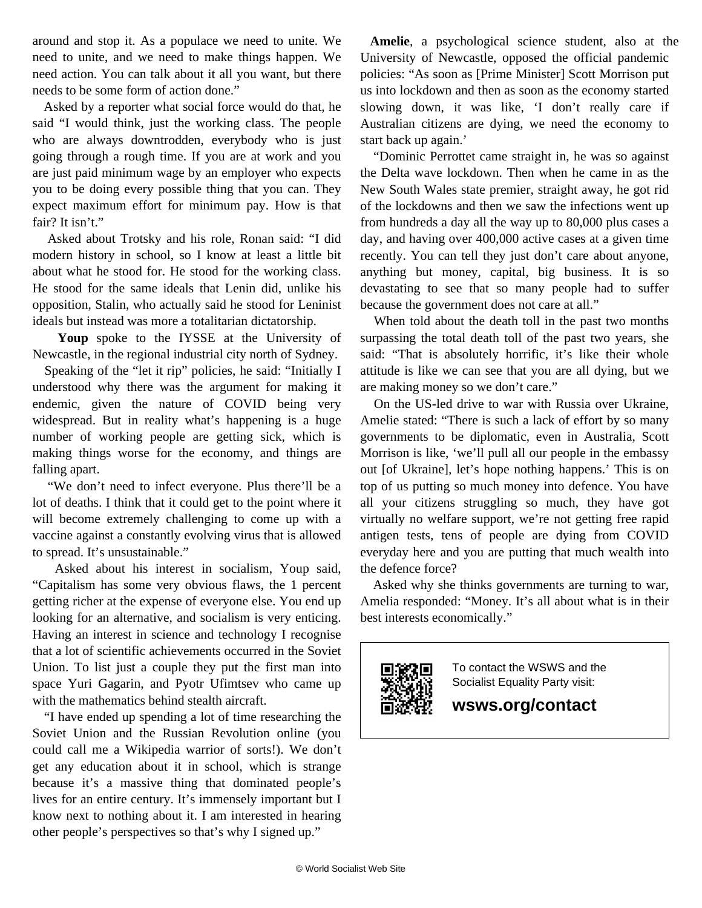around and stop it. As a populace we need to unite. We need to unite, and we need to make things happen. We need action. You can talk about it all you want, but there needs to be some form of action done."

Asked by a reporter what social force would do that, he said "I would think, just the working class. The people who are always downtrodden, everybody who is just going through a rough time. If you are at work and you are just paid minimum wage by an employer who expects you to be doing every possible thing that you can. They expect maximum effort for minimum pay. How is that fair? It isn't."

Asked about Trotsky and his role, Ronan said: "I did modern history in school, so I know at least a little bit about what he stood for. He stood for the working class. He stood for the same ideals that Lenin did, unlike his opposition, Stalin, who actually said he stood for Leninist ideals but instead was more a totalitarian dictatorship.

**Youp** spoke to the IYSSE at the University of Newcastle, in the regional industrial city north of Sydney.

Speaking of the "let it rip" policies, he said: "Initially I understood why there was the argument for making it endemic, given the nature of COVID being very widespread. But in reality what's happening is a huge number of working people are getting sick, which is making things worse for the economy, and things are falling apart.

"We don't need to infect everyone. Plus there'll be a lot of deaths. I think that it could get to the point where it will become extremely challenging to come up with a vaccine against a constantly evolving virus that is allowed to spread. It's unsustainable."

Asked about his interest in socialism, Youp said, "Capitalism has some very obvious flaws, the 1 percent getting richer at the expense of everyone else. You end up looking for an alternative, and socialism is very enticing. Having an interest in science and technology I recognise that a lot of scientific achievements occurred in the Soviet Union. To list just a couple they put the first man into space Yuri Gagarin, and Pyotr Ufimtsev who came up with the mathematics behind stealth aircraft.

"I have ended up spending a lot of time researching the Soviet Union and the Russian Revolution online (you could call me a Wikipedia warrior of sorts!). We don't get any education about it in school, which is strange because it's a massive thing that dominated people's lives for an entire century. It's immensely important but I know next to nothing about it. I am interested in hearing other people's perspectives so that's why I signed up."

**Amelie**, a psychological science student, also at the University of Newcastle, opposed the official pandemic policies: "As soon as [Prime Minister] Scott Morrison put us into lockdown and then as soon as the economy started slowing down, it was like, 'I don't really care if Australian citizens are dying, we need the economy to start back up again.'

"Dominic Perrottet came straight in, he was so against the Delta wave lockdown. Then when he came in as the New South Wales state premier, straight away, he got rid of the lockdowns and then we saw the infections went up from hundreds a day all the way up to 80,000 plus cases a day, and having over 400,000 active cases at a given time recently. You can tell they just don't care about anyone, anything but money, capital, big business. It is so devastating to see that so many people had to suffer because the government does not care at all."

When told about the death toll in the past two months surpassing the total death toll of the past two years, she said: "That is absolutely horrific, it's like their whole attitude is like we can see that you are all dying, but we are making money so we don't care."

On the US-led drive to war with Russia over Ukraine, Amelie stated: "There is such a lack of effort by so many governments to be diplomatic, even in Australia, Scott Morrison is like, 'we'll pull all our people in the embassy out [of Ukraine], let's hope nothing happens.' This is on top of us putting so much money into defence. You have all your citizens struggling so much, they have got virtually no welfare support, we're not getting free rapid antigen tests, tens of people are dying from COVID everyday here and you are putting that much wealth into the defence force?

Asked why she thinks governments are turning to war, Amelia responded: "Money. It's all about what is in their best interests economically."

To contact the WSWS and the Socialist Equality Party visit:

**wsws.org/contact**